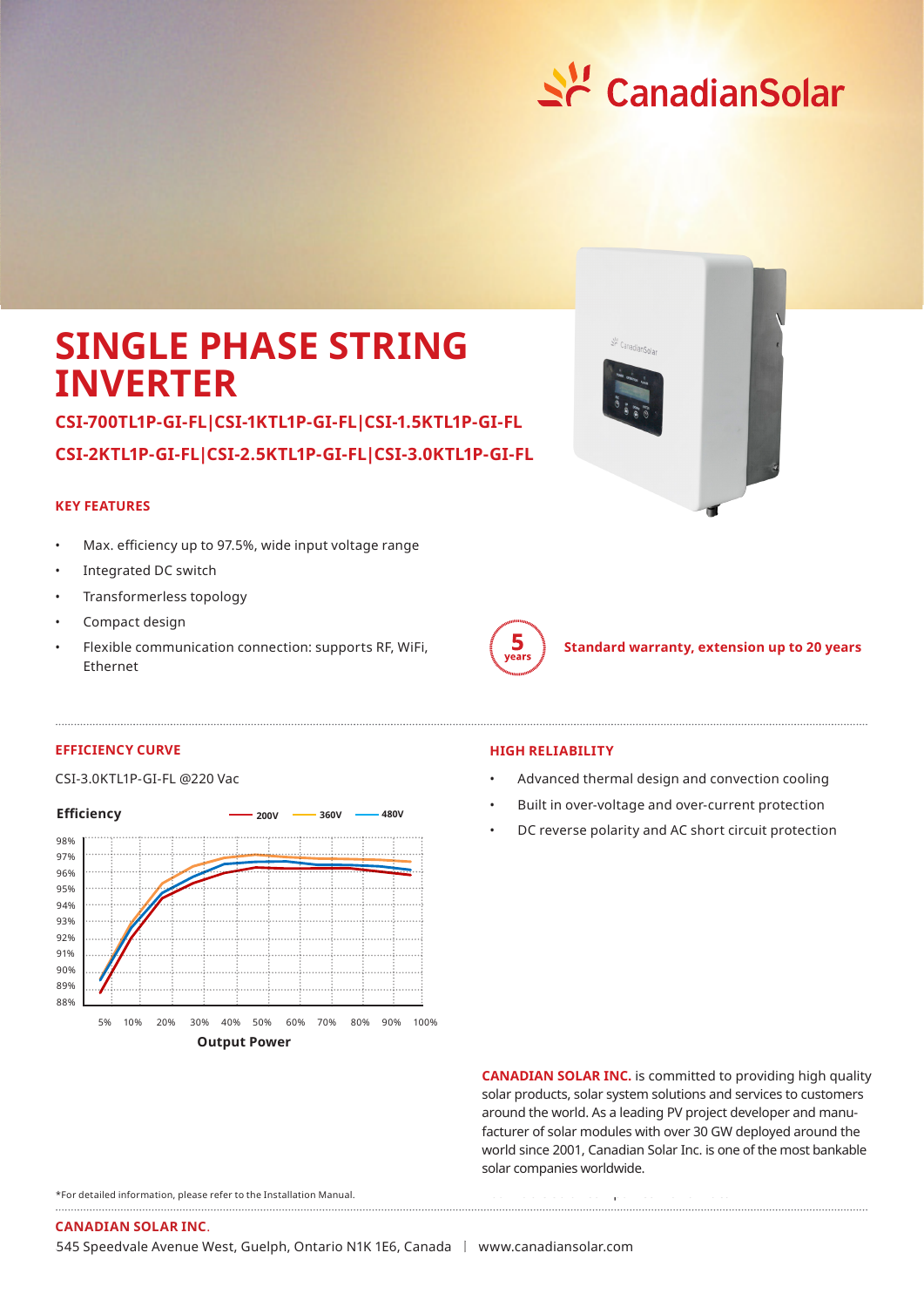# SINGLE PHASE STRING INVERTER

**CSI-700TL1P-GI-FL|CSI-1KTL1P-GI-FL|CSI-1.5KTL1P-GI-FL**

**CSI-2KTL1P-GI-FL|CSI-2.5KTL1P-GI-FL|CSI-3.0KTL1P-GI-FL**

### KEY FEATURES

- Max. efficiency up to 97.5%, wide input voltage range
- Integrated DC switch
- Transformerless topology
- Compact design
- Flexible communication connection: supports RF, WiFi, Ethernet

**5 years** **Standard warranty, extension up to 20 years**

### EFFICIENCY CURVE

CSI-3.0KTL1P-GI-FL @220 Vac

**Efficiency** — 200V, 360V, 480V

Y-axis: 88% – 98%; X-axis (**Output Power**): 5%, 10%, 20%, 30%, 40%, 50%, 60%, 70%, 80%, 90%, 100%

### HIGH RELIABILITY

- Advanced thermal design and convection cooling
- Built in over-voltage and over-current protection
- DC reverse polarity and AC short circuit protection

**CANADIAN SOLAR INC.** is committed to providing high quality solar products, solar system solutions and services to customers around the world. As a leading PV project developer and manufacturer of solar modules with over 30 GW deployed around the world since 2001, Canadian Solar Inc. is one of the most bankable solar companies worldwide.

*For detailed information, please refer to the Installation Manual.

**CANADIAN SOLAR INC.**

545 Speedvale Avenue West, Guelph, Ontario N1K 1E6, Canada | www.canadiansolar.com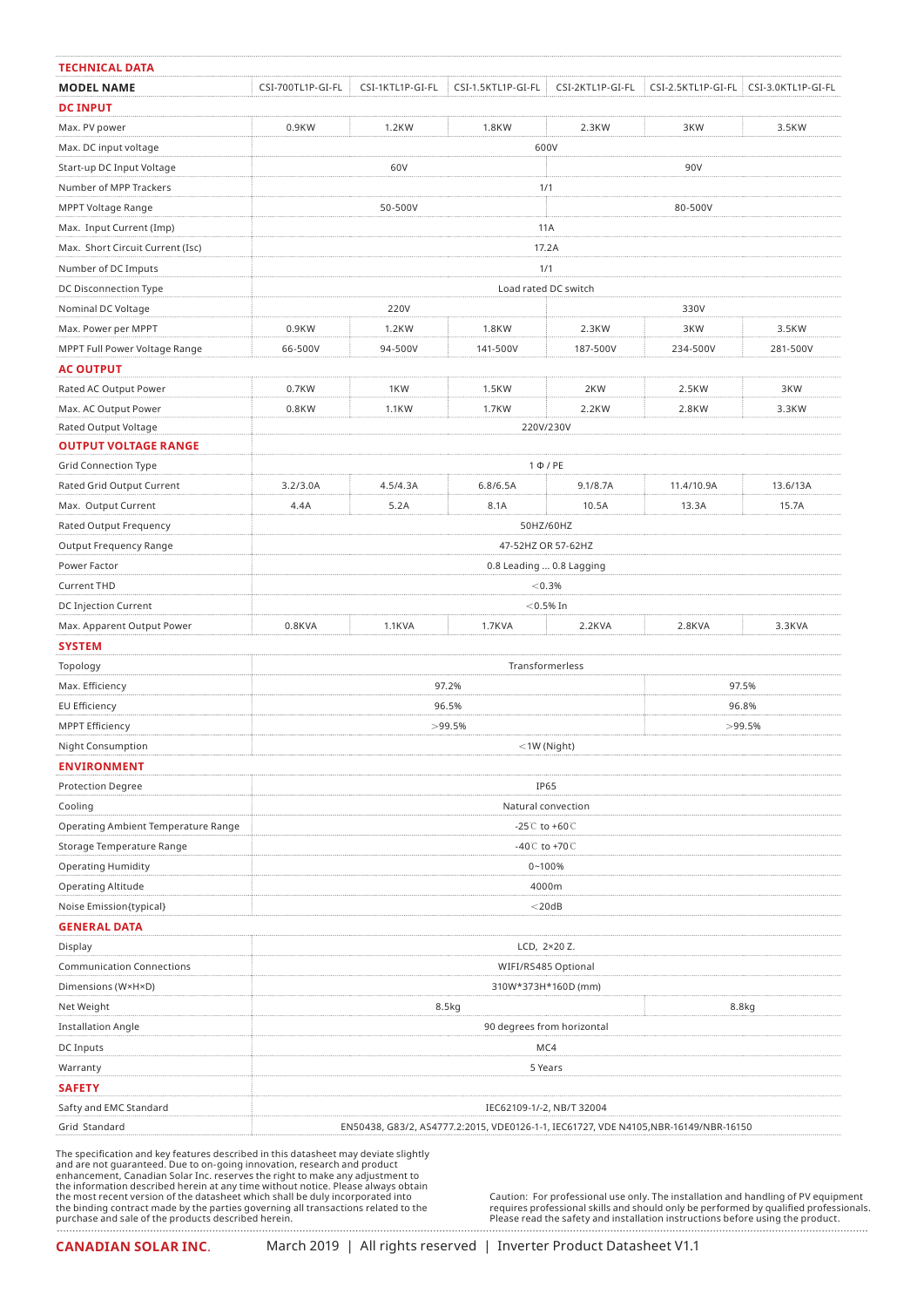| TECHNICAL DATA | | | | | | |
|---|---|---|---|---|---|---|
| **MODEL NAME** | CSI-700TL1P-GI-FL | CSI-1KTL1P-GI-FL | CSI-1.5KTL1P-GI-FL | CSI-2KTL1P-GI-FL | CSI-2.5KTL1P-GI-FL | CSI-3.0KTL1P-GI-FL |
| **DC INPUT** | | | | | | |
| Max. PV power | 0.9KW | 1.2KW | 1.8KW | 2.3KW | 3KW | 3.5KW |
| Max. DC input voltage | 600V | | | | | |
| Start-up DC Input Voltage | 60V | | | 90V | | |
| Number of MPP Trackers | 1/1 | | | | | |
| MPPT Voltage Range | 50-500V | | | 80-500V | | |
| Max. Input Current (Imp) | 11A | | | | | |
| Max. Short Circuit Current (Isc) | 17.2A | | | | | |
| Number of DC Imputs | 1/1 | | | | | |
| DC Disconnection Type | Load rated DC switch | | | | | |
| Nominal DC Voltage | 220V | | | 330V | | |
| Max. Power per MPPT | 0.9KW | 1.2KW | 1.8KW | 2.3KW | 3KW | 3.5KW |
| MPPT Full Power Voltage Range | 66-500V | 94-500V | 141-500V | 187-500V | 234-500V | 281-500V |
| **AC OUTPUT** | | | | | | |
| Rated AC Output Power | 0.7KW | 1KW | 1.5KW | 2KW | 2.5KW | 3KW |
| Max. AC Output Power | 0.8KW | 1.1KW | 1.7KW | 2.2KW | 2.8KW | 3.3KW |
| Rated Output Voltage | 220V/230V | | | | | |
| **OUTPUT VOLTAGE RANGE** | | | | | | |
| Grid Connection Type | 1 Φ / PE | | | | | |
| Rated Grid Output Current | 3.2/3.0A | 4.5/4.3A | 6.8/6.5A | 9.1/8.7A | 11.4/10.9A | 13.6/13A |
| Max. Output Current | 4.4A | 5.2A | 8.1A | 10.5A | 13.3A | 15.7A |
| Rated Output Frequency | 50HZ/60HZ | | | | | |
| Output Frequency Range | 47-52HZ OR 57-62HZ | | | | | |
| Power Factor | 0.8 Leading ... 0.8 Lagging | | | | | |
| Current THD | <0.3% | | | | | |
| DC Injection Current | <0.5% In | | | | | |
| Max. Apparent Output Power | 0.8KVA | 1.1KVA | 1.7KVA | 2.2KVA | 2.8KVA | 3.3KVA |
| **SYSTEM** | | | | | | |
| Topology | Transformerless | | | | | |
| Max. Efficiency | 97.2% | | | | 97.5% | |
| EU Efficiency | 96.5% | | | | 96.8% | |
| MPPT Efficiency | >99.5% | | | | >99.5% | |
| Night Consumption | <1W (Night) | | | | | |
| **ENVIRONMENT** | | | | | | |
| Protection Degree | IP65 | | | | | |
| Cooling | Natural convection | | | | | |
| Operating Ambient Temperature Range | -25℃ to +60℃ | | | | | |
| Storage Temperature Range | -40℃ to +70℃ | | | | | |
| Operating Humidity | 0~100% | | | | | |
| Operating Altitude | 4000m | | | | | |
| Noise Emission(typical) | <20dB | | | | | |
| **GENERAL DATA** | | | | | | |
| Display | LCD, 2×20 Z. | | | | | |
| Communication Connections | WIFI/RS485 Optional | | | | | |
| Dimensions (W×H×D) | 310W*373H*160D (mm) | | | | | |
| Net Weight | 8.5kg | | | | 8.8kg | |
| Installation Angle | 90 degrees from horizontal | | | | | |
| DC Inputs | MC4 | | | | | |
| Warranty | 5 Years | | | | | |
| **SAFETY** | | | | | | |
| Safty and EMC Standard | IEC62109-1/-2, NB/T 32004 | | | | | |
| Grid Standard | EN50438, G83/2, AS4777.2:2015, VDE0126-1-1, IEC61727, VDE N4105,NBR-16149/NBR-16150 | | | | | |

The specification and key features described in this datasheet may deviate slightly and are not guaranteed. Due to on-going innovation, research and product enhancement, Canadian Solar Inc. reserves the right to make any adjustment to the information described herein at any time without notice. Please always obtain the most recent version of the datasheet which shall be duly incorporated into the binding contract made by the parties governing all transactions related to the purchase and sale of the products described herein.

Caution: For professional use only. The installation and handling of PV equipment requires professional skills and should only be performed by qualified professionals. Please read the safety and installation instructions before using the product.

**CANADIAN SOLAR INC.** March 2019 | All rights reserved | Inverter Product Datasheet V1.1